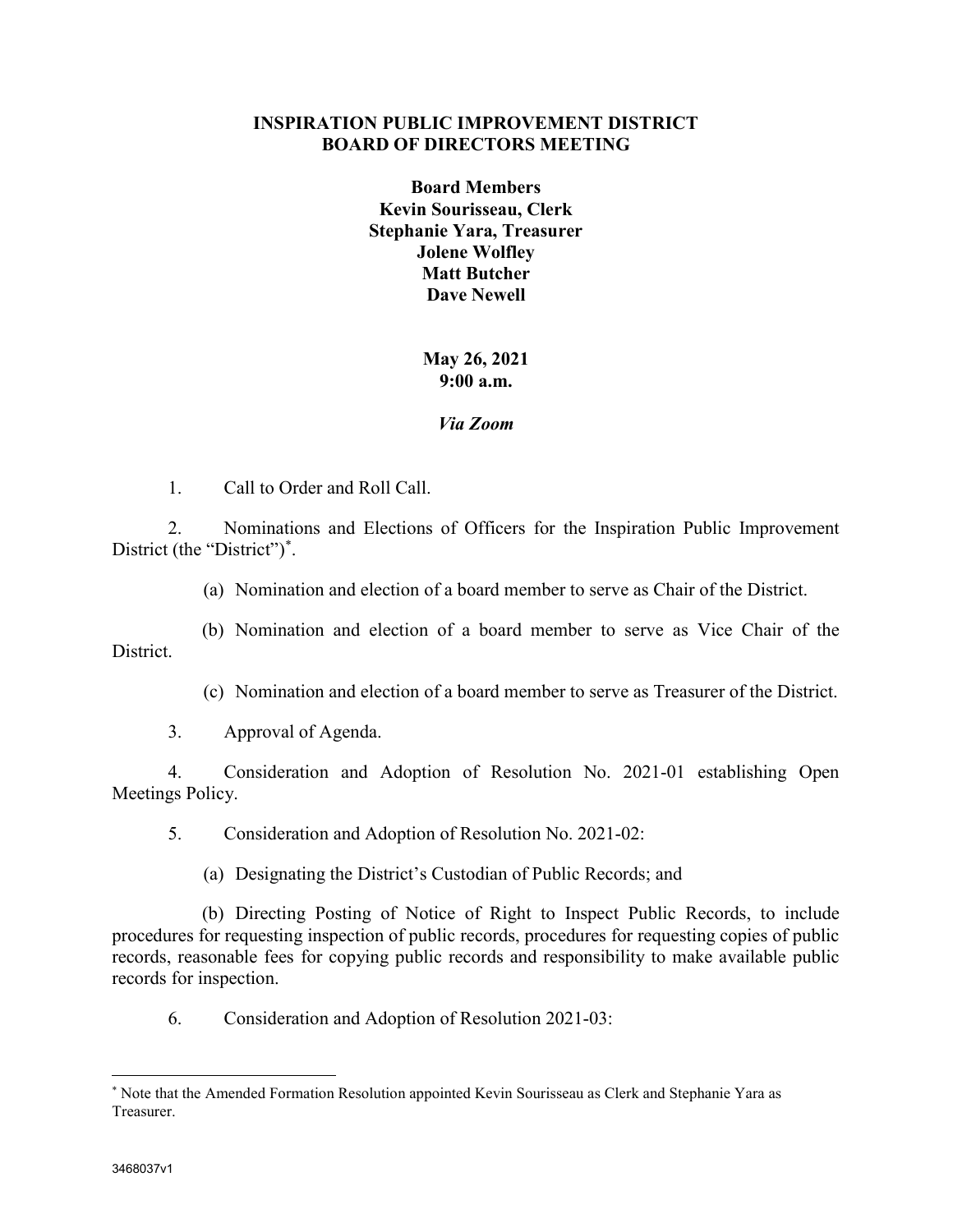# INSPIRATION PUBLIC IMPROVEMENT DISTRICT
# BOARD OF DIRECTORS MEETING

**Board Members**
**Kevin Sourisseau, Clerk**
**Stephanie Yara, Treasurer**
**Jolene Wolfley**
**Matt Butcher**
**Dave Newell**

**May 26, 2021**
**9:00 a.m.**

***Via Zoom***

1. Call to Order and Roll Call.

2. Nominations and Elections of Officers for the Inspiration Public Improvement District (the "District")*.

    (a) Nomination and election of a board member to serve as Chair of the District.

    (b) Nomination and election of a board member to serve as Vice Chair of the District.

    (c) Nomination and election of a board member to serve as Treasurer of the District.

3. Approval of Agenda.

4. Consideration and Adoption of Resolution No. 2021-01 establishing Open Meetings Policy.

5. Consideration and Adoption of Resolution No. 2021-02:

    (a) Designating the District's Custodian of Public Records; and

    (b) Directing Posting of Notice of Right to Inspect Public Records, to include procedures for requesting inspection of public records, procedures for requesting copies of public records, reasonable fees for copying public records and responsibility to make available public records for inspection.

6. Consideration and Adoption of Resolution 2021-03:

---

* Note that the Amended Formation Resolution appointed Kevin Sourisseau as Clerk and Stephanie Yara as Treasurer.

3468037v1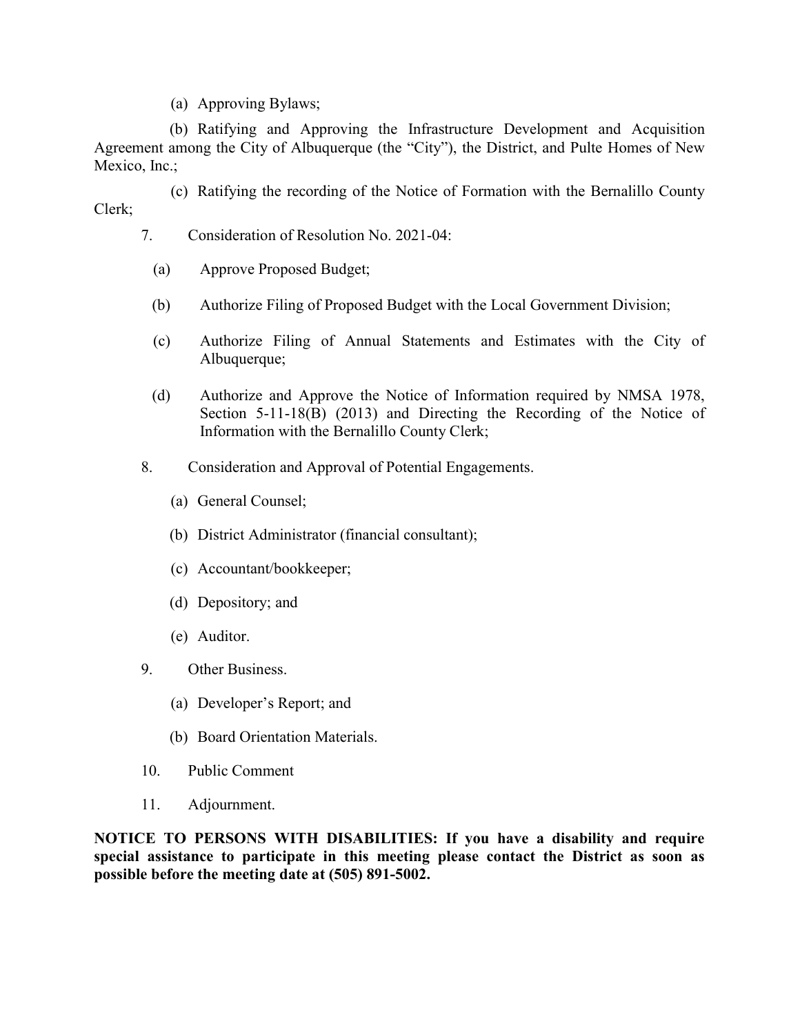(a) Approving Bylaws;

(b) Ratifying and Approving the Infrastructure Development and Acquisition Agreement among the City of Albuquerque (the "City"), the District, and Pulte Homes of New Mexico, Inc.;

(c) Ratifying the recording of the Notice of Formation with the Bernalillo County Clerk;

7. Consideration of Resolution No. 2021-04:

   (a) Approve Proposed Budget;

   (b) Authorize Filing of Proposed Budget with the Local Government Division;

   (c) Authorize Filing of Annual Statements and Estimates with the City of Albuquerque;

   (d) Authorize and Approve the Notice of Information required by NMSA 1978, Section 5-11-18(B) (2013) and Directing the Recording of the Notice of Information with the Bernalillo County Clerk;

8. Consideration and Approval of Potential Engagements.

   (a) General Counsel;

   (b) District Administrator (financial consultant);

   (c) Accountant/bookkeeper;

   (d) Depository; and

   (e) Auditor.

9. Other Business.

   (a) Developer's Report; and

   (b) Board Orientation Materials.

10. Public Comment

11. Adjournment.

**NOTICE TO PERSONS WITH DISABILITIES: If you have a disability and require special assistance to participate in this meeting please contact the District as soon as possible before the meeting date at (505) 891-5002.**